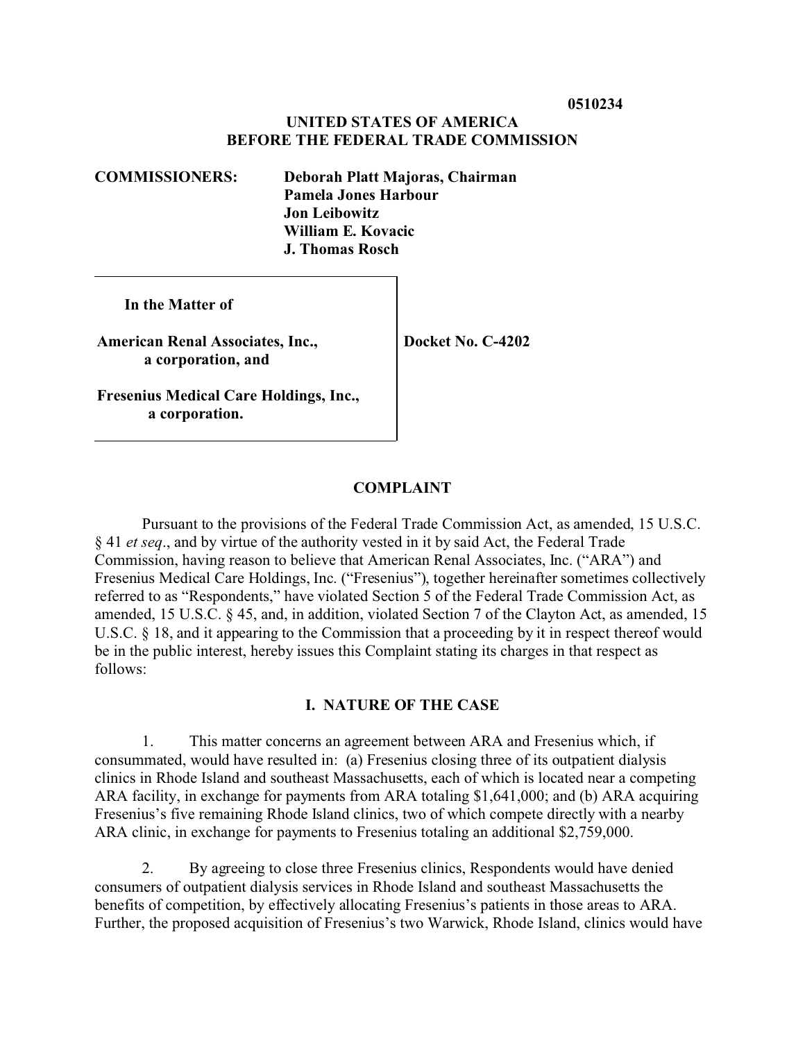**0510234**

**UNITED STATES OF AMERICA**
**BEFORE THE FEDERAL TRADE COMMISSION**

**COMMISSIONERS:** **Deborah Platt Majoras, Chairman**
**Pamela Jones Harbour**
**Jon Leibowitz**
**William E. Kovacic**
**J. Thomas Rosch**

| | |
|---|---|
| **In the Matter of**<br><br>**American Renal Associates, Inc.,**<br>**a corporation, and**<br><br>**Fresenius Medical Care Holdings, Inc.,**<br>**a corporation.** | **Docket No. C-4202** |

## COMPLAINT

Pursuant to the provisions of the Federal Trade Commission Act, as amended, 15 U.S.C. § 41 *et seq*., and by virtue of the authority vested in it by said Act, the Federal Trade Commission, having reason to believe that American Renal Associates, Inc. ("ARA") and Fresenius Medical Care Holdings, Inc. ("Fresenius"), together hereinafter sometimes collectively referred to as "Respondents," have violated Section 5 of the Federal Trade Commission Act, as amended, 15 U.S.C. § 45, and, in addition, violated Section 7 of the Clayton Act, as amended, 15 U.S.C. § 18, and it appearing to the Commission that a proceeding by it in respect thereof would be in the public interest, hereby issues this Complaint stating its charges in that respect as follows:

## I. NATURE OF THE CASE

1. This matter concerns an agreement between ARA and Fresenius which, if consummated, would have resulted in: (a) Fresenius closing three of its outpatient dialysis clinics in Rhode Island and southeast Massachusetts, each of which is located near a competing ARA facility, in exchange for payments from ARA totaling $1,641,000; and (b) ARA acquiring Fresenius's five remaining Rhode Island clinics, two of which compete directly with a nearby ARA clinic, in exchange for payments to Fresenius totaling an additional $2,759,000.

2. By agreeing to close three Fresenius clinics, Respondents would have denied consumers of outpatient dialysis services in Rhode Island and southeast Massachusetts the benefits of competition, by effectively allocating Fresenius's patients in those areas to ARA. Further, the proposed acquisition of Fresenius's two Warwick, Rhode Island, clinics would have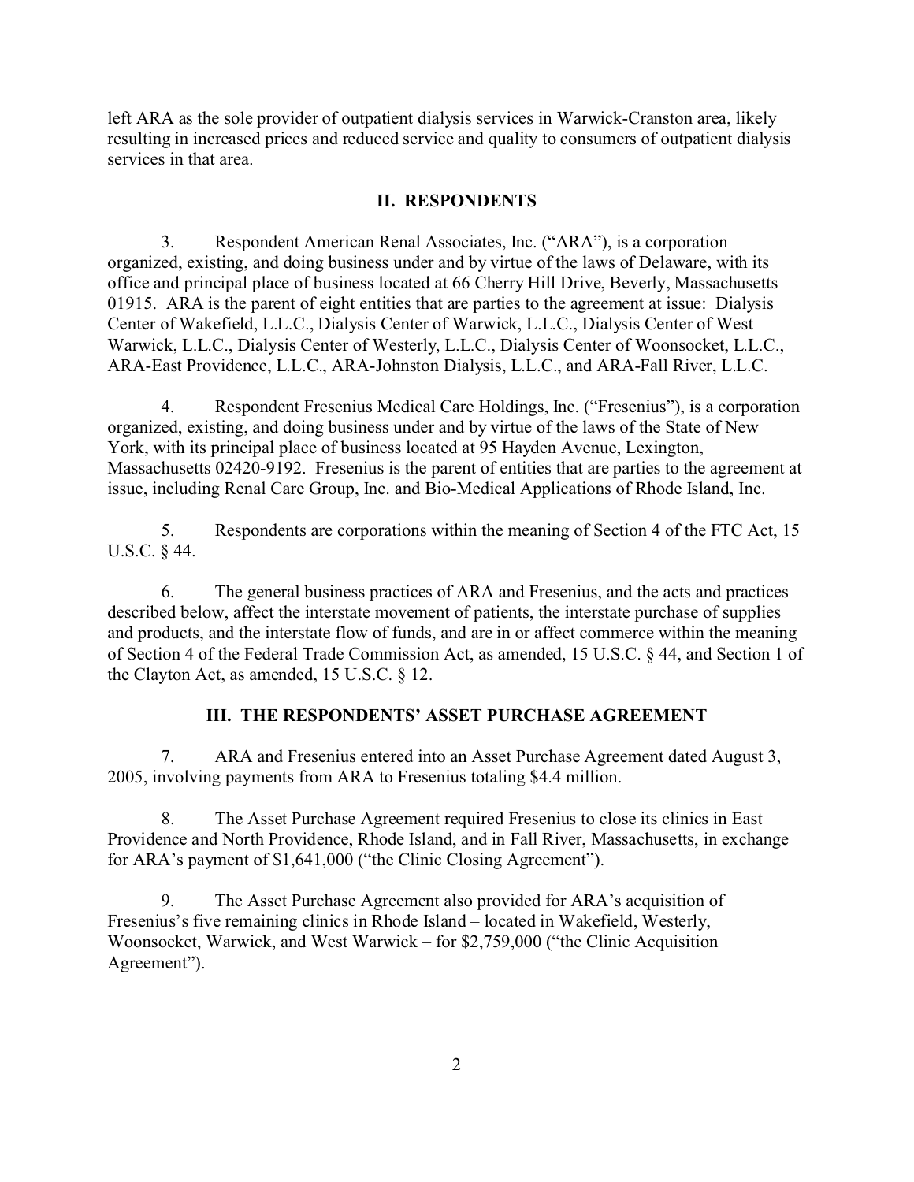left ARA as the sole provider of outpatient dialysis services in Warwick-Cranston area, likely resulting in increased prices and reduced service and quality to consumers of outpatient dialysis services in that area.

## II. RESPONDENTS

3. Respondent American Renal Associates, Inc. ("ARA"), is a corporation organized, existing, and doing business under and by virtue of the laws of Delaware, with its office and principal place of business located at 66 Cherry Hill Drive, Beverly, Massachusetts 01915. ARA is the parent of eight entities that are parties to the agreement at issue: Dialysis Center of Wakefield, L.L.C., Dialysis Center of Warwick, L.L.C., Dialysis Center of West Warwick, L.L.C., Dialysis Center of Westerly, L.L.C., Dialysis Center of Woonsocket, L.L.C., ARA-East Providence, L.L.C., ARA-Johnston Dialysis, L.L.C., and ARA-Fall River, L.L.C.

4. Respondent Fresenius Medical Care Holdings, Inc. ("Fresenius"), is a corporation organized, existing, and doing business under and by virtue of the laws of the State of New York, with its principal place of business located at 95 Hayden Avenue, Lexington, Massachusetts 02420-9192. Fresenius is the parent of entities that are parties to the agreement at issue, including Renal Care Group, Inc. and Bio-Medical Applications of Rhode Island, Inc.

5. Respondents are corporations within the meaning of Section 4 of the FTC Act, 15 U.S.C. § 44.

6. The general business practices of ARA and Fresenius, and the acts and practices described below, affect the interstate movement of patients, the interstate purchase of supplies and products, and the interstate flow of funds, and are in or affect commerce within the meaning of Section 4 of the Federal Trade Commission Act, as amended, 15 U.S.C. § 44, and Section 1 of the Clayton Act, as amended, 15 U.S.C. § 12.

## III. THE RESPONDENTS' ASSET PURCHASE AGREEMENT

7. ARA and Fresenius entered into an Asset Purchase Agreement dated August 3, 2005, involving payments from ARA to Fresenius totaling $4.4 million.

8. The Asset Purchase Agreement required Fresenius to close its clinics in East Providence and North Providence, Rhode Island, and in Fall River, Massachusetts, in exchange for ARA's payment of $1,641,000 ("the Clinic Closing Agreement").

9. The Asset Purchase Agreement also provided for ARA's acquisition of Fresenius's five remaining clinics in Rhode Island – located in Wakefield, Westerly, Woonsocket, Warwick, and West Warwick – for $2,759,000 ("the Clinic Acquisition Agreement").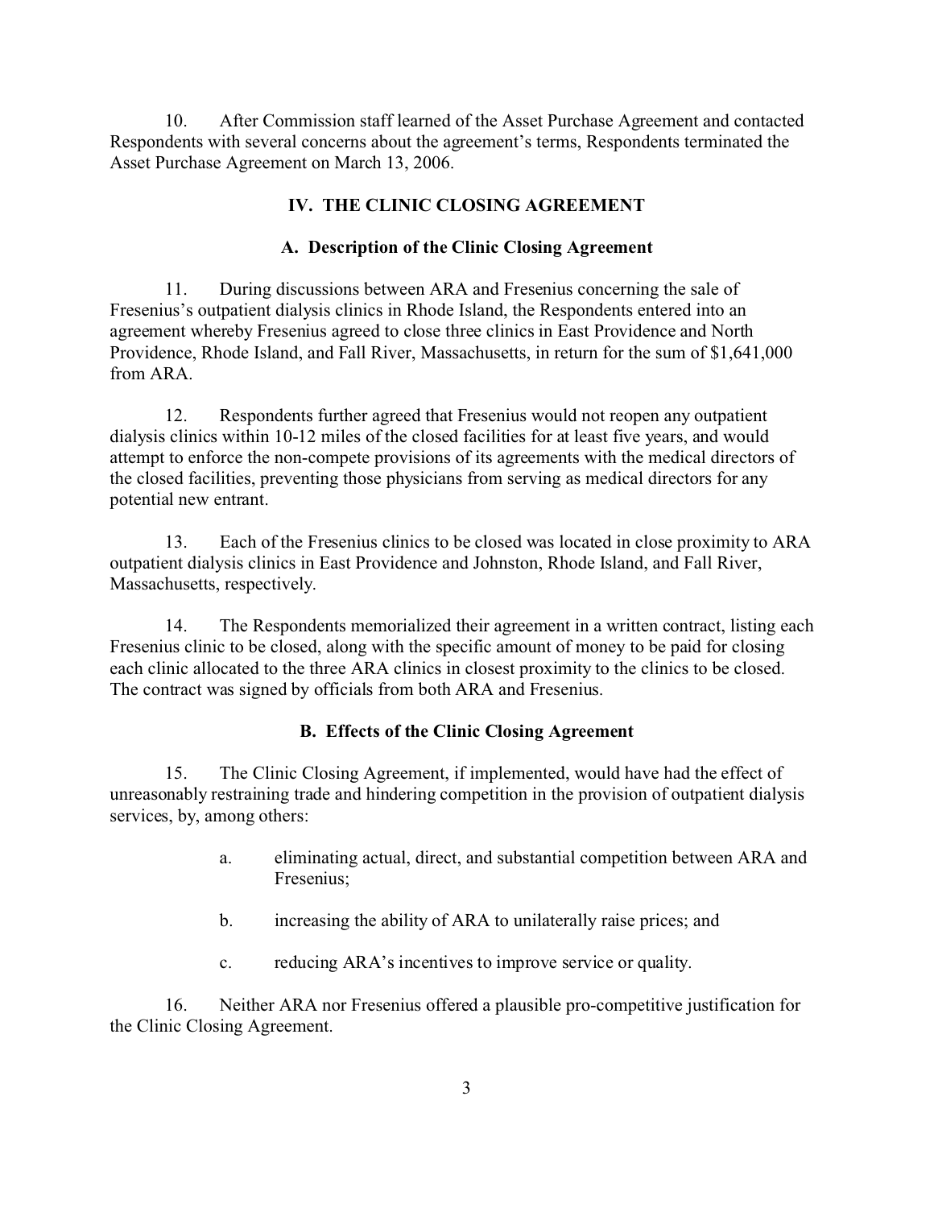10. After Commission staff learned of the Asset Purchase Agreement and contacted Respondents with several concerns about the agreement's terms, Respondents terminated the Asset Purchase Agreement on March 13, 2006.

## IV. THE CLINIC CLOSING AGREEMENT

### A. Description of the Clinic Closing Agreement

11. During discussions between ARA and Fresenius concerning the sale of Fresenius's outpatient dialysis clinics in Rhode Island, the Respondents entered into an agreement whereby Fresenius agreed to close three clinics in East Providence and North Providence, Rhode Island, and Fall River, Massachusetts, in return for the sum of $1,641,000 from ARA.

12. Respondents further agreed that Fresenius would not reopen any outpatient dialysis clinics within 10-12 miles of the closed facilities for at least five years, and would attempt to enforce the non-compete provisions of its agreements with the medical directors of the closed facilities, preventing those physicians from serving as medical directors for any potential new entrant.

13. Each of the Fresenius clinics to be closed was located in close proximity to ARA outpatient dialysis clinics in East Providence and Johnston, Rhode Island, and Fall River, Massachusetts, respectively.

14. The Respondents memorialized their agreement in a written contract, listing each Fresenius clinic to be closed, along with the specific amount of money to be paid for closing each clinic allocated to the three ARA clinics in closest proximity to the clinics to be closed. The contract was signed by officials from both ARA and Fresenius.

### B. Effects of the Clinic Closing Agreement

15. The Clinic Closing Agreement, if implemented, would have had the effect of unreasonably restraining trade and hindering competition in the provision of outpatient dialysis services, by, among others:

a. eliminating actual, direct, and substantial competition between ARA and Fresenius;

b. increasing the ability of ARA to unilaterally raise prices; and

c. reducing ARA's incentives to improve service or quality.

16. Neither ARA nor Fresenius offered a plausible pro-competitive justification for the Clinic Closing Agreement.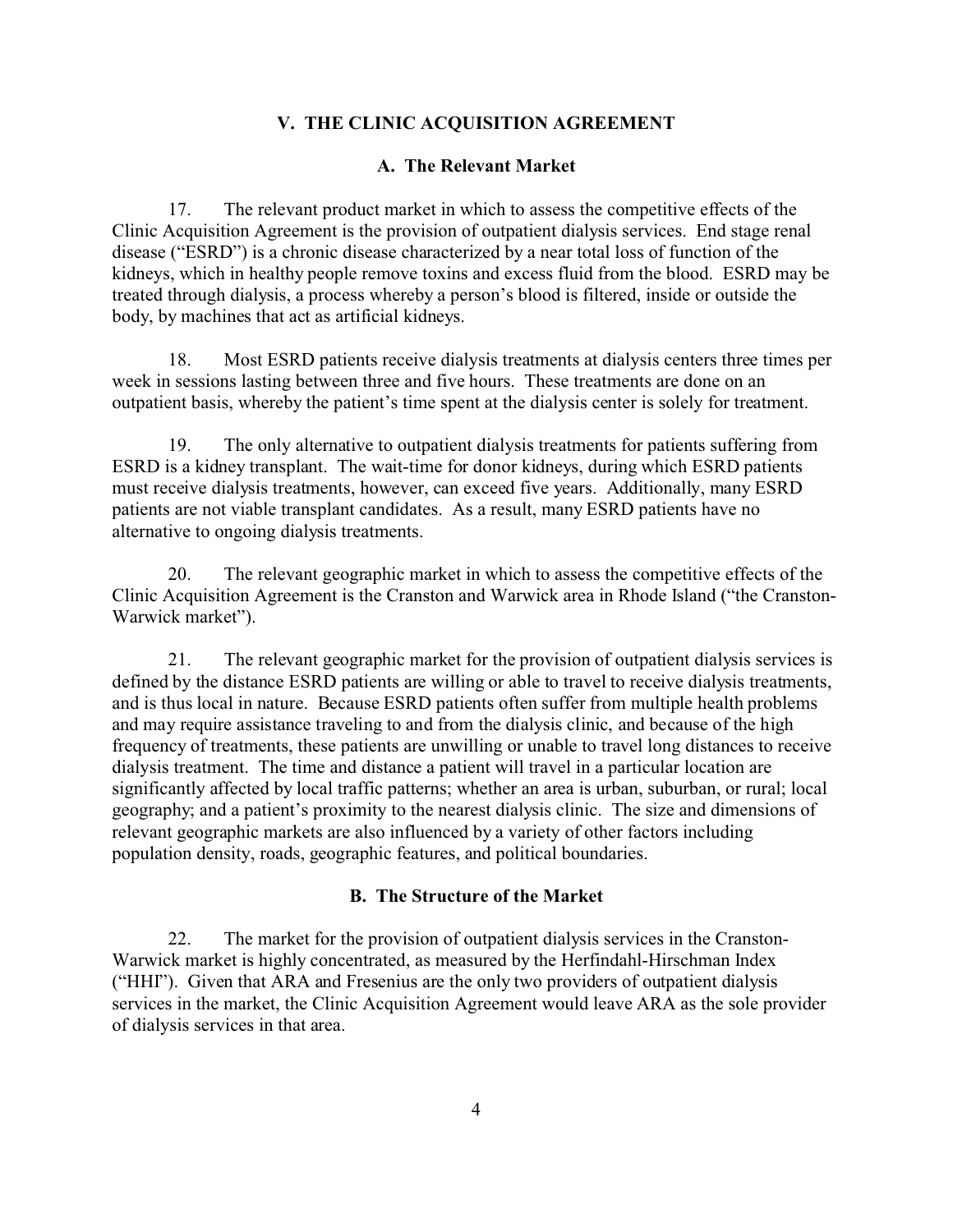## V. THE CLINIC ACQUISITION AGREEMENT

### A. The Relevant Market

17. The relevant product market in which to assess the competitive effects of the Clinic Acquisition Agreement is the provision of outpatient dialysis services. End stage renal disease ("ESRD") is a chronic disease characterized by a near total loss of function of the kidneys, which in healthy people remove toxins and excess fluid from the blood. ESRD may be treated through dialysis, a process whereby a person's blood is filtered, inside or outside the body, by machines that act as artificial kidneys.

18. Most ESRD patients receive dialysis treatments at dialysis centers three times per week in sessions lasting between three and five hours. These treatments are done on an outpatient basis, whereby the patient's time spent at the dialysis center is solely for treatment.

19. The only alternative to outpatient dialysis treatments for patients suffering from ESRD is a kidney transplant. The wait-time for donor kidneys, during which ESRD patients must receive dialysis treatments, however, can exceed five years. Additionally, many ESRD patients are not viable transplant candidates. As a result, many ESRD patients have no alternative to ongoing dialysis treatments.

20. The relevant geographic market in which to assess the competitive effects of the Clinic Acquisition Agreement is the Cranston and Warwick area in Rhode Island ("the Cranston-Warwick market").

21. The relevant geographic market for the provision of outpatient dialysis services is defined by the distance ESRD patients are willing or able to travel to receive dialysis treatments, and is thus local in nature. Because ESRD patients often suffer from multiple health problems and may require assistance traveling to and from the dialysis clinic, and because of the high frequency of treatments, these patients are unwilling or unable to travel long distances to receive dialysis treatment. The time and distance a patient will travel in a particular location are significantly affected by local traffic patterns; whether an area is urban, suburban, or rural; local geography; and a patient's proximity to the nearest dialysis clinic. The size and dimensions of relevant geographic markets are also influenced by a variety of other factors including population density, roads, geographic features, and political boundaries.

### B. The Structure of the Market

22. The market for the provision of outpatient dialysis services in the Cranston-Warwick market is highly concentrated, as measured by the Herfindahl-Hirschman Index ("HHI"). Given that ARA and Fresenius are the only two providers of outpatient dialysis services in the market, the Clinic Acquisition Agreement would leave ARA as the sole provider of dialysis services in that area.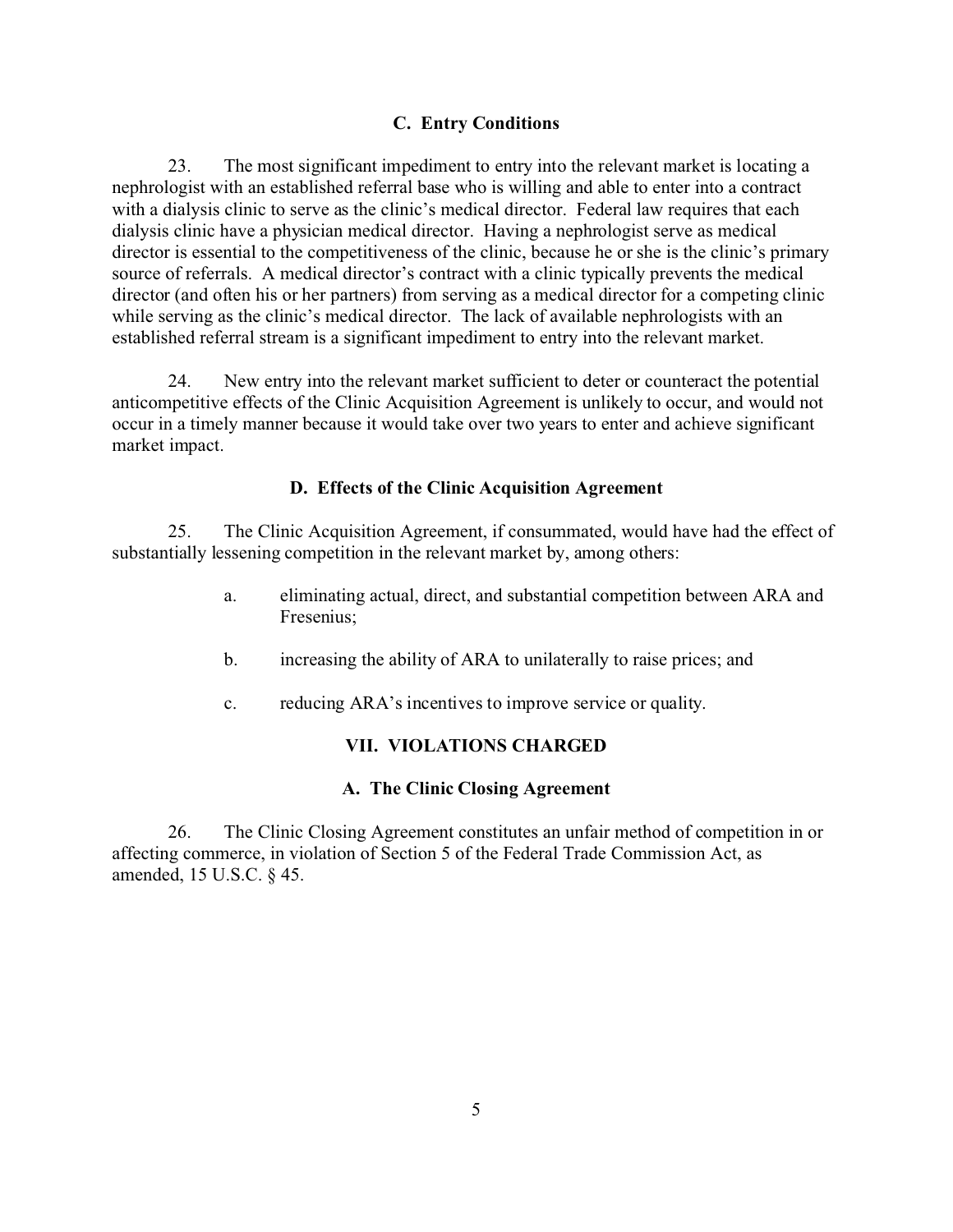### C. Entry Conditions

23. The most significant impediment to entry into the relevant market is locating a nephrologist with an established referral base who is willing and able to enter into a contract with a dialysis clinic to serve as the clinic's medical director. Federal law requires that each dialysis clinic have a physician medical director. Having a nephrologist serve as medical director is essential to the competitiveness of the clinic, because he or she is the clinic's primary source of referrals. A medical director's contract with a clinic typically prevents the medical director (and often his or her partners) from serving as a medical director for a competing clinic while serving as the clinic's medical director. The lack of available nephrologists with an established referral stream is a significant impediment to entry into the relevant market.

24. New entry into the relevant market sufficient to deter or counteract the potential anticompetitive effects of the Clinic Acquisition Agreement is unlikely to occur, and would not occur in a timely manner because it would take over two years to enter and achieve significant market impact.

### D. Effects of the Clinic Acquisition Agreement

25. The Clinic Acquisition Agreement, if consummated, would have had the effect of substantially lessening competition in the relevant market by, among others:

a. eliminating actual, direct, and substantial competition between ARA and Fresenius;

b. increasing the ability of ARA to unilaterally to raise prices; and

c. reducing ARA's incentives to improve service or quality.

## VII. VIOLATIONS CHARGED

### A. The Clinic Closing Agreement

26. The Clinic Closing Agreement constitutes an unfair method of competition in or affecting commerce, in violation of Section 5 of the Federal Trade Commission Act, as amended, 15 U.S.C. § 45.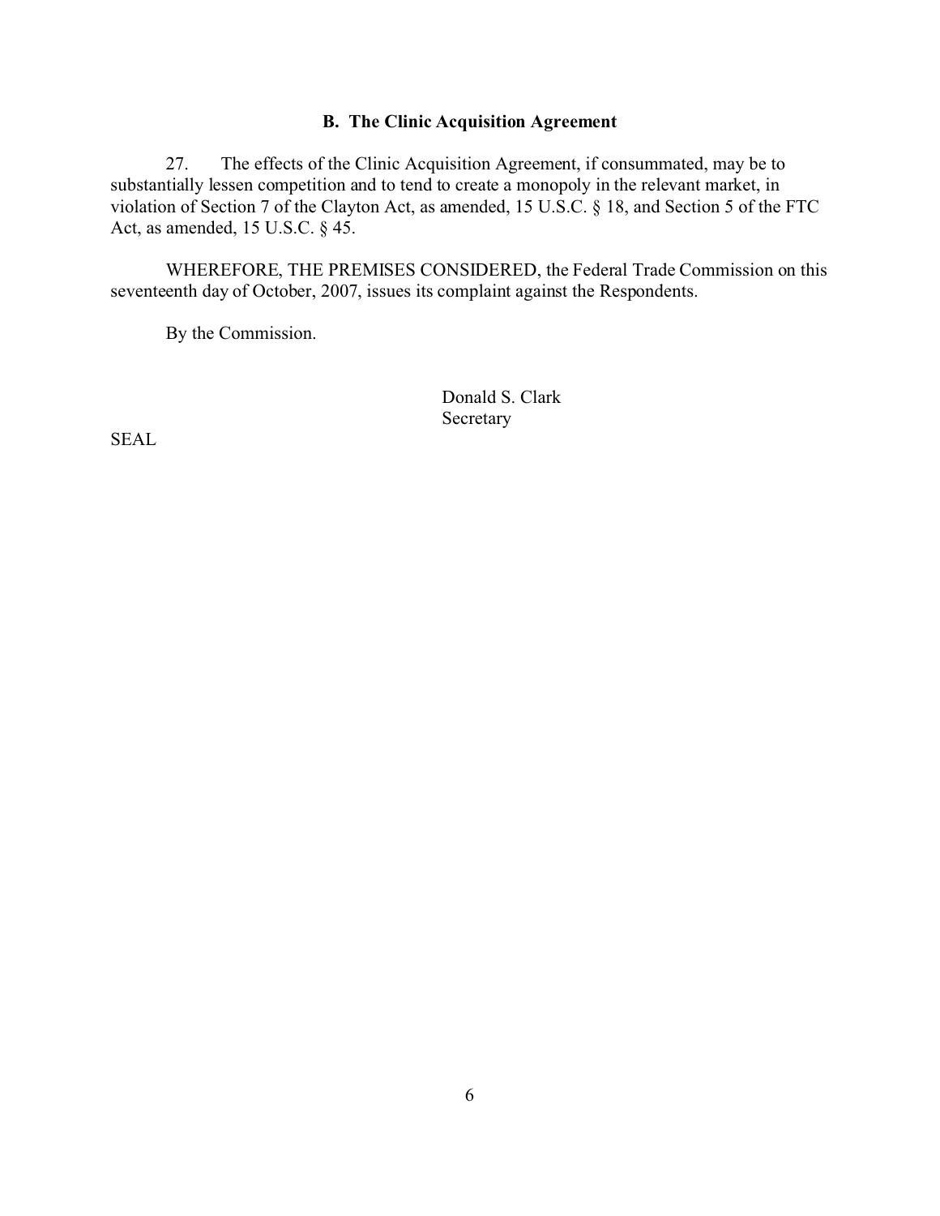### B. The Clinic Acquisition Agreement

27. The effects of the Clinic Acquisition Agreement, if consummated, may be to substantially lessen competition and to tend to create a monopoly in the relevant market, in violation of Section 7 of the Clayton Act, as amended, 15 U.S.C. § 18, and Section 5 of the FTC Act, as amended, 15 U.S.C. § 45.

WHEREFORE, THE PREMISES CONSIDERED, the Federal Trade Commission on this seventeenth day of October, 2007, issues its complaint against the Respondents.

By the Commission.

Donald S. Clark
Secretary

SEAL